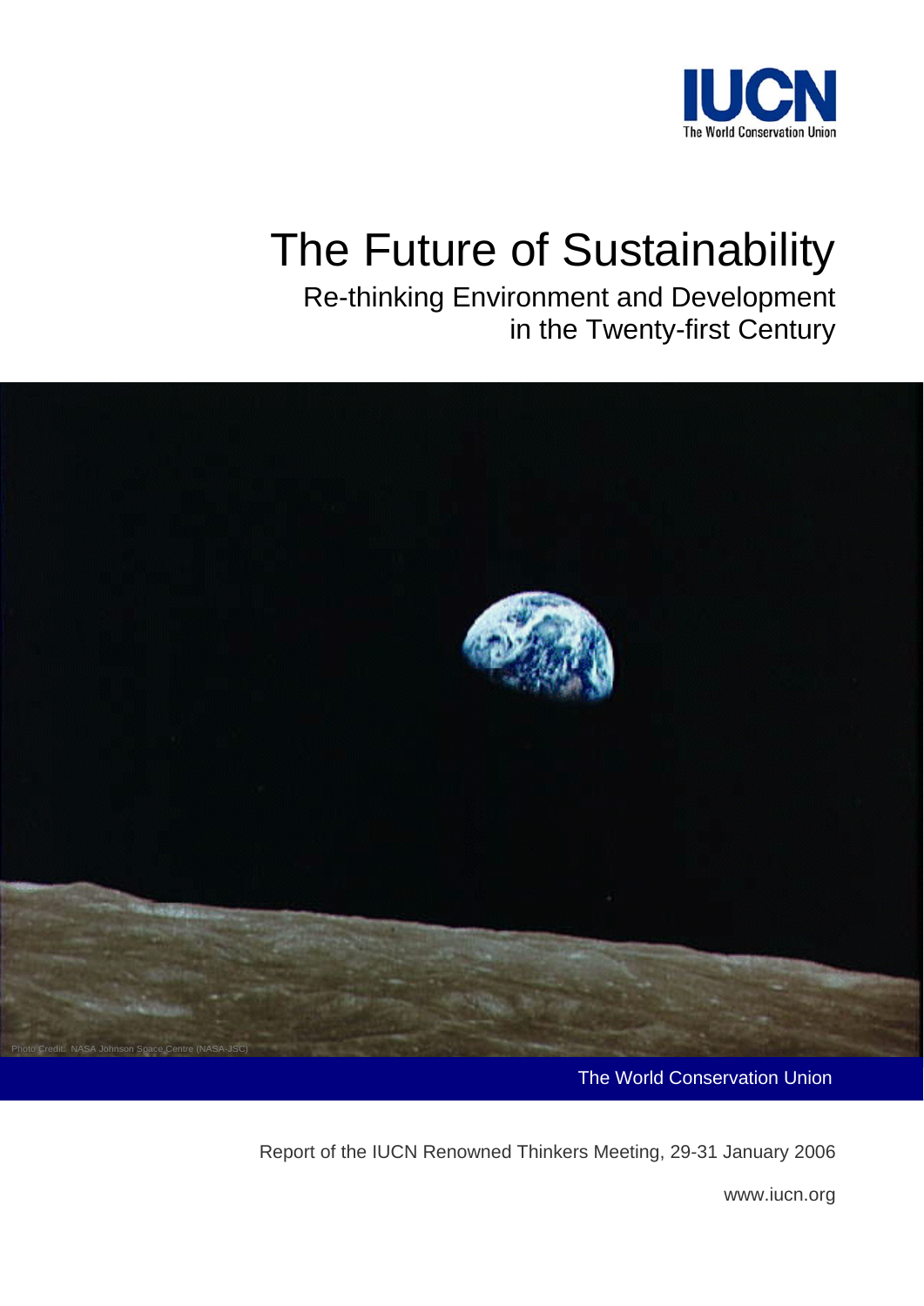IUCN

The World Conservation Union

# The Future of Sustainability

## Re-thinking Environment and Development in the Twenty-first Century

Photo Credit: NASA Johnson Space Centre (NASA-JSC)

The World Conservation Union

Report of the IUCN Renowned Thinkers Meeting, 29-31 January 2006

www.iucn.org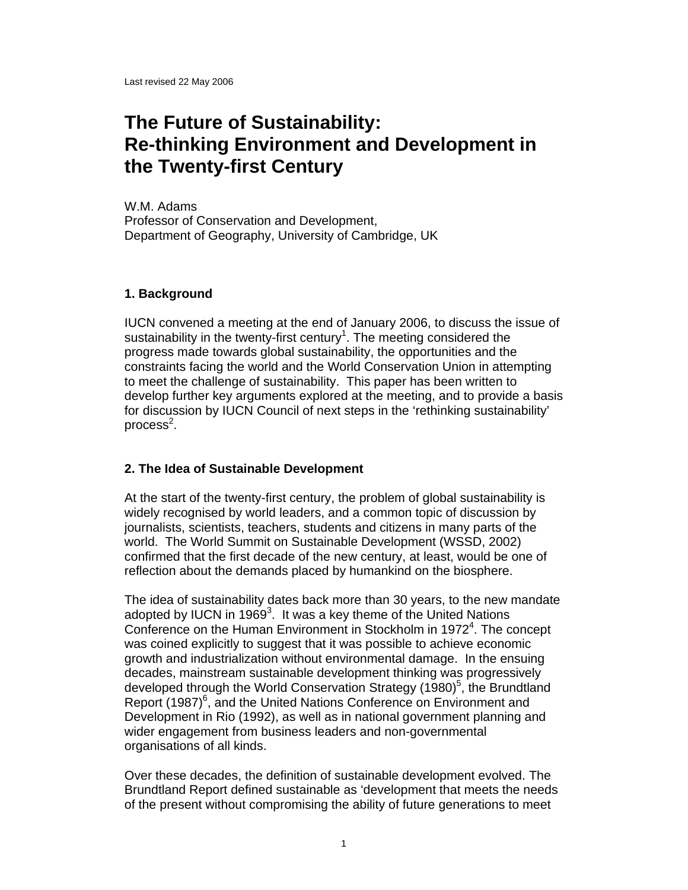Last revised 22 May 2006

# The Future of Sustainability: Re-thinking Environment and Development in the Twenty-first Century

W.M. Adams
Professor of Conservation and Development,
Department of Geography, University of Cambridge, UK

## 1. Background

IUCN convened a meeting at the end of January 2006, to discuss the issue of sustainability in the twenty-first century[1]. The meeting considered the progress made towards global sustainability, the opportunities and the constraints facing the world and the World Conservation Union in attempting to meet the challenge of sustainability. This paper has been written to develop further key arguments explored at the meeting, and to provide a basis for discussion by IUCN Council of next steps in the 'rethinking sustainability' process[2].

## 2. The Idea of Sustainable Development

At the start of the twenty-first century, the problem of global sustainability is widely recognised by world leaders, and a common topic of discussion by journalists, scientists, teachers, students and citizens in many parts of the world. The World Summit on Sustainable Development (WSSD, 2002) confirmed that the first decade of the new century, at least, would be one of reflection about the demands placed by humankind on the biosphere.

The idea of sustainability dates back more than 30 years, to the new mandate adopted by IUCN in 1969[3]. It was a key theme of the United Nations Conference on the Human Environment in Stockholm in 1972[4]. The concept was coined explicitly to suggest that it was possible to achieve economic growth and industrialization without environmental damage. In the ensuing decades, mainstream sustainable development thinking was progressively developed through the World Conservation Strategy (1980)[5], the Brundtland Report (1987)[6], and the United Nations Conference on Environment and Development in Rio (1992), as well as in national government planning and wider engagement from business leaders and non-governmental organisations of all kinds.

Over these decades, the definition of sustainable development evolved. The Brundtland Report defined sustainable as 'development that meets the needs of the present without compromising the ability of future generations to meet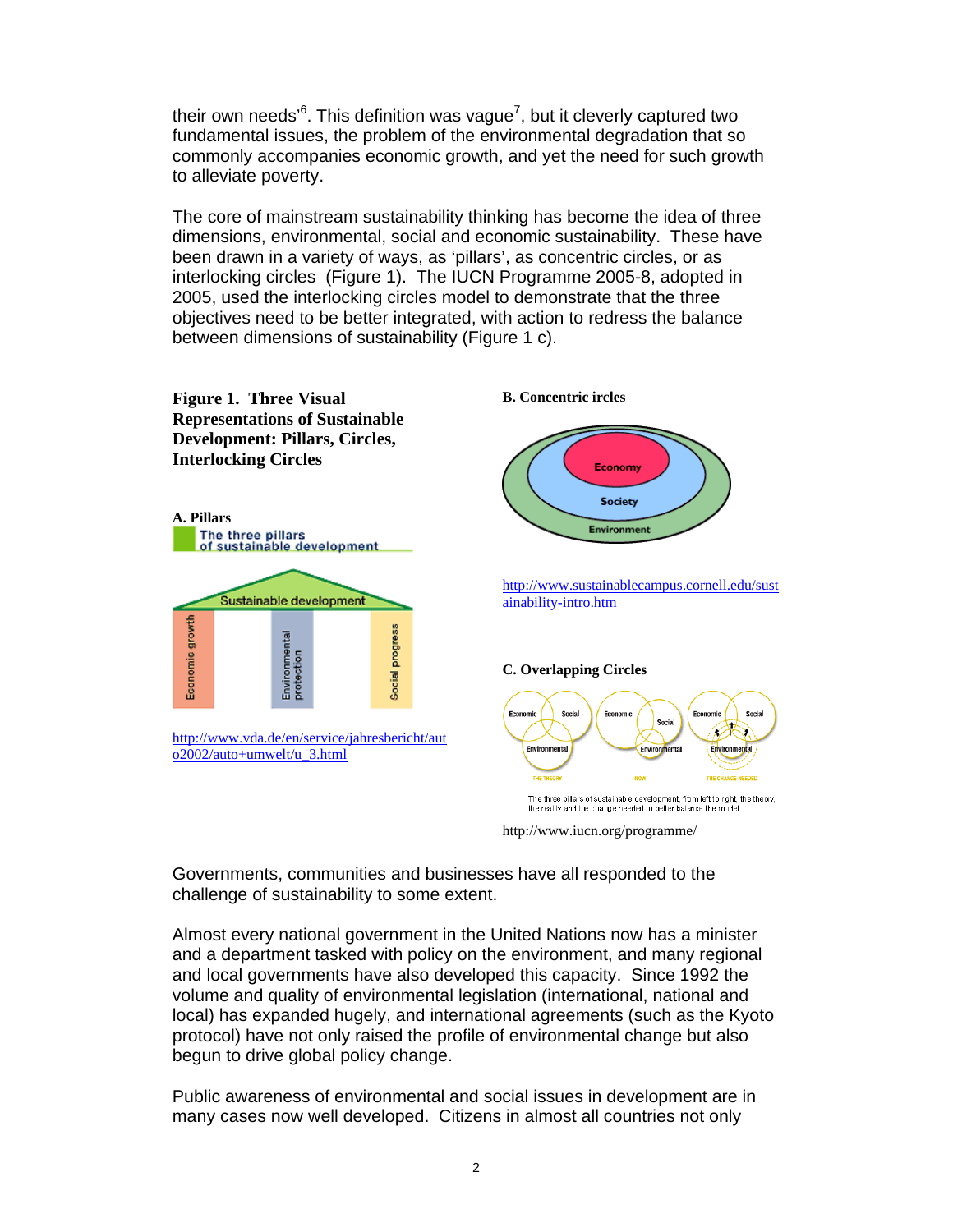their own needs'[6]. This definition was vague[7], but it cleverly captured two fundamental issues, the problem of the environmental degradation that so commonly accompanies economic growth, and yet the need for such growth to alleviate poverty.

The core of mainstream sustainability thinking has become the idea of three dimensions, environmental, social and economic sustainability. These have been drawn in a variety of ways, as 'pillars', as concentric circles, or as interlocking circles (Figure 1). The IUCN Programme 2005-8, adopted in 2005, used the interlocking circles model to demonstrate that the three objectives need to be better integrated, with action to redress the balance between dimensions of sustainability (Figure 1 c).

**Figure 1. Three Visual Representations of Sustainable Development: Pillars, Circles, Interlocking Circles**

**A. Pillars**

The three pillars of sustainable development

Sustainable development

Economic growth | Environmental protection | Social progress

http://www.vda.de/en/service/jahresbericht/auto2002/auto+umwelt/u_3.html

**B. Concentric ircles**

Economy

Society

Environment

http://www.sustainablecampus.cornell.edu/sustainability-intro.htm

**C. Overlapping Circles**

Economic, Social, Environmental — THE THEORY

Economic, Social, Environmental — NOW

Economic, Social, Environmental — THE CHANGE NEEDED

The three pillars of sustainable development, from left to right, the theory, the reality and the change needed to better balance the model

http://www.iucn.org/programme/

Governments, communities and businesses have all responded to the challenge of sustainability to some extent.

Almost every national government in the United Nations now has a minister and a department tasked with policy on the environment, and many regional and local governments have also developed this capacity. Since 1992 the volume and quality of environmental legislation (international, national and local) has expanded hugely, and international agreements (such as the Kyoto protocol) have not only raised the profile of environmental change but also begun to drive global policy change.

Public awareness of environmental and social issues in development are in many cases now well developed. Citizens in almost all countries not only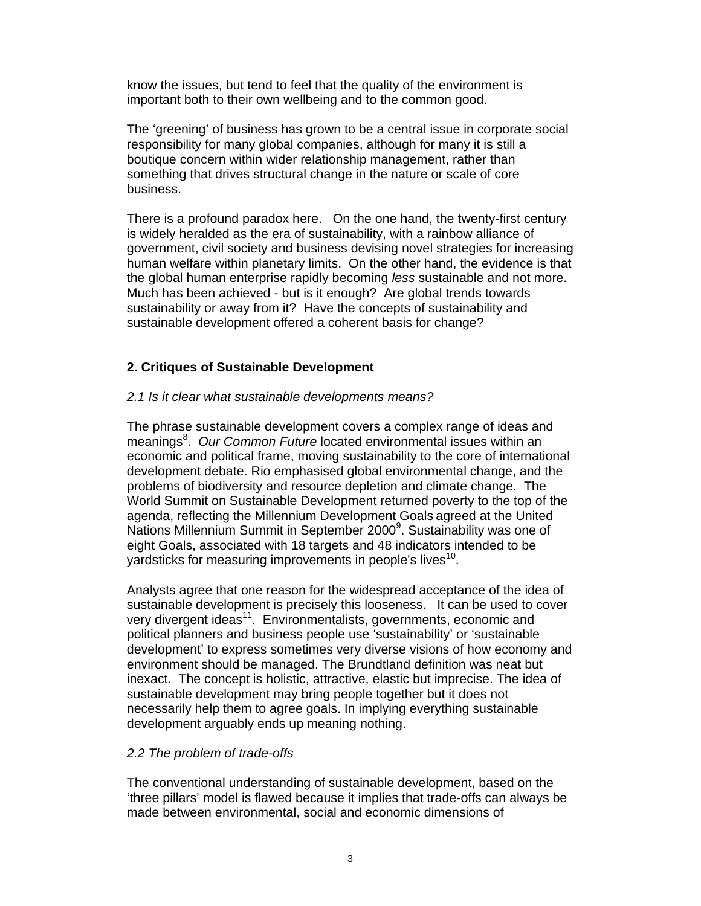know the issues, but tend to feel that the quality of the environment is important both to their own wellbeing and to the common good.

The 'greening' of business has grown to be a central issue in corporate social responsibility for many global companies, although for many it is still a boutique concern within wider relationship management, rather than something that drives structural change in the nature or scale of core business.

There is a profound paradox here. On the one hand, the twenty-first century is widely heralded as the era of sustainability, with a rainbow alliance of government, civil society and business devising novel strategies for increasing human welfare within planetary limits. On the other hand, the evidence is that the global human enterprise rapidly becoming *less* sustainable and not more. Much has been achieved - but is it enough? Are global trends towards sustainability or away from it? Have the concepts of sustainability and sustainable development offered a coherent basis for change?

## 2. Critiques of Sustainable Development

### *2.1 Is it clear what sustainable developments means?*

The phrase sustainable development covers a complex range of ideas and meanings[8]. *Our Common Future* located environmental issues within an economic and political frame, moving sustainability to the core of international development debate. Rio emphasised global environmental change, and the problems of biodiversity and resource depletion and climate change. The World Summit on Sustainable Development returned poverty to the top of the agenda, reflecting the Millennium Development Goals agreed at the United Nations Millennium Summit in September 2000[9]. Sustainability was one of eight Goals, associated with 18 targets and 48 indicators intended to be yardsticks for measuring improvements in people's lives[10].

Analysts agree that one reason for the widespread acceptance of the idea of sustainable development is precisely this looseness. It can be used to cover very divergent ideas[11]. Environmentalists, governments, economic and political planners and business people use 'sustainability' or 'sustainable development' to express sometimes very diverse visions of how economy and environment should be managed. The Brundtland definition was neat but inexact. The concept is holistic, attractive, elastic but imprecise. The idea of sustainable development may bring people together but it does not necessarily help them to agree goals. In implying everything sustainable development arguably ends up meaning nothing.

### *2.2 The problem of trade-offs*

The conventional understanding of sustainable development, based on the 'three pillars' model is flawed because it implies that trade-offs can always be made between environmental, social and economic dimensions of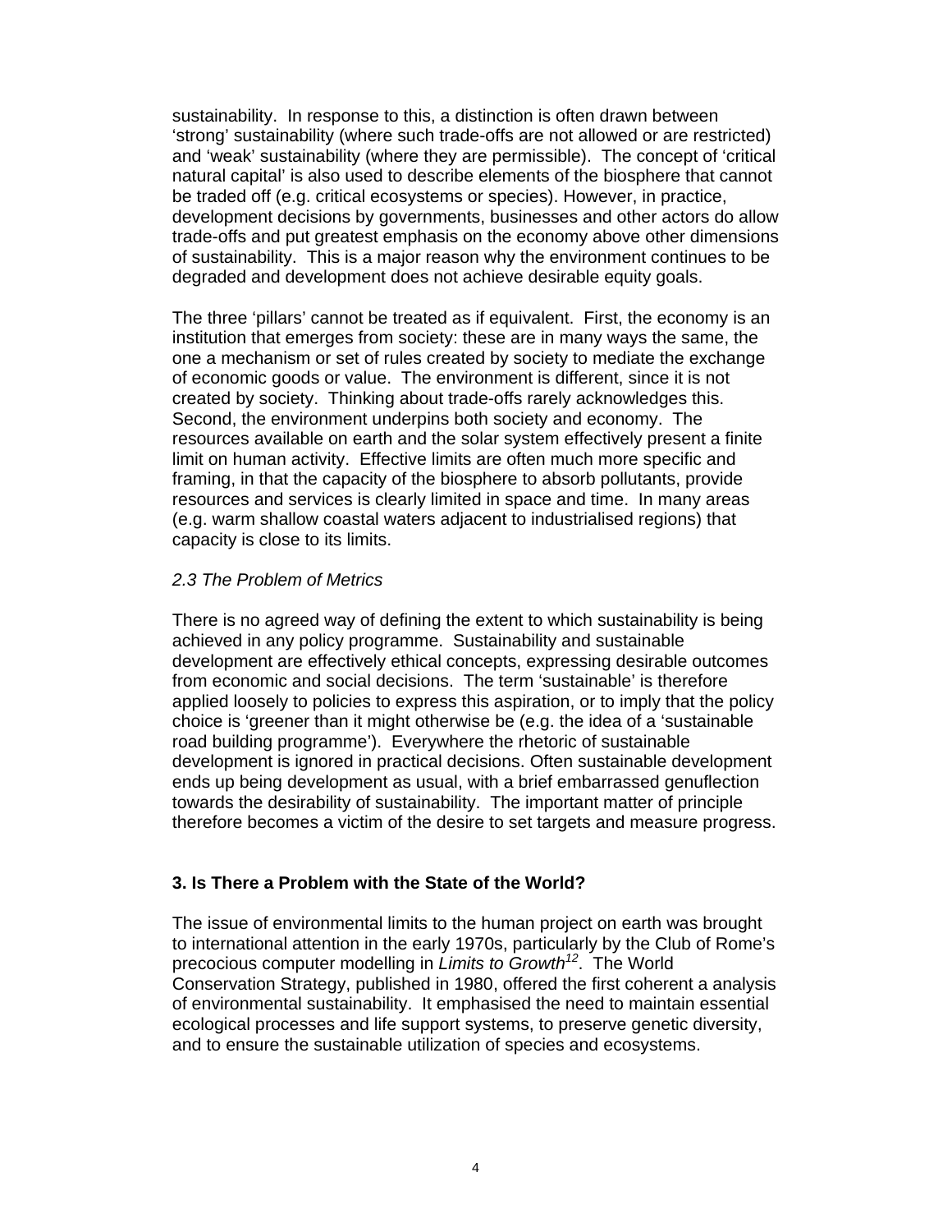sustainability. In response to this, a distinction is often drawn between 'strong' sustainability (where such trade-offs are not allowed or are restricted) and 'weak' sustainability (where they are permissible). The concept of 'critical natural capital' is also used to describe elements of the biosphere that cannot be traded off (e.g. critical ecosystems or species). However, in practice, development decisions by governments, businesses and other actors do allow trade-offs and put greatest emphasis on the economy above other dimensions of sustainability. This is a major reason why the environment continues to be degraded and development does not achieve desirable equity goals.

The three 'pillars' cannot be treated as if equivalent. First, the economy is an institution that emerges from society: these are in many ways the same, the one a mechanism or set of rules created by society to mediate the exchange of economic goods or value. The environment is different, since it is not created by society. Thinking about trade-offs rarely acknowledges this. Second, the environment underpins both society and economy. The resources available on earth and the solar system effectively present a finite limit on human activity. Effective limits are often much more specific and framing, in that the capacity of the biosphere to absorb pollutants, provide resources and services is clearly limited in space and time. In many areas (e.g. warm shallow coastal waters adjacent to industrialised regions) that capacity is close to its limits.

### *2.3 The Problem of Metrics*

There is no agreed way of defining the extent to which sustainability is being achieved in any policy programme. Sustainability and sustainable development are effectively ethical concepts, expressing desirable outcomes from economic and social decisions. The term 'sustainable' is therefore applied loosely to policies to express this aspiration, or to imply that the policy choice is 'greener than it might otherwise be (e.g. the idea of a 'sustainable road building programme'). Everywhere the rhetoric of sustainable development is ignored in practical decisions. Often sustainable development ends up being development as usual, with a brief embarrassed genuflection towards the desirability of sustainability. The important matter of principle therefore becomes a victim of the desire to set targets and measure progress.

## 3. Is There a Problem with the State of the World?

The issue of environmental limits to the human project on earth was brought to international attention in the early 1970s, particularly by the Club of Rome's precocious computer modelling in *Limits to Growth*[12]. The World Conservation Strategy, published in 1980, offered the first coherent a analysis of environmental sustainability. It emphasised the need to maintain essential ecological processes and life support systems, to preserve genetic diversity, and to ensure the sustainable utilization of species and ecosystems.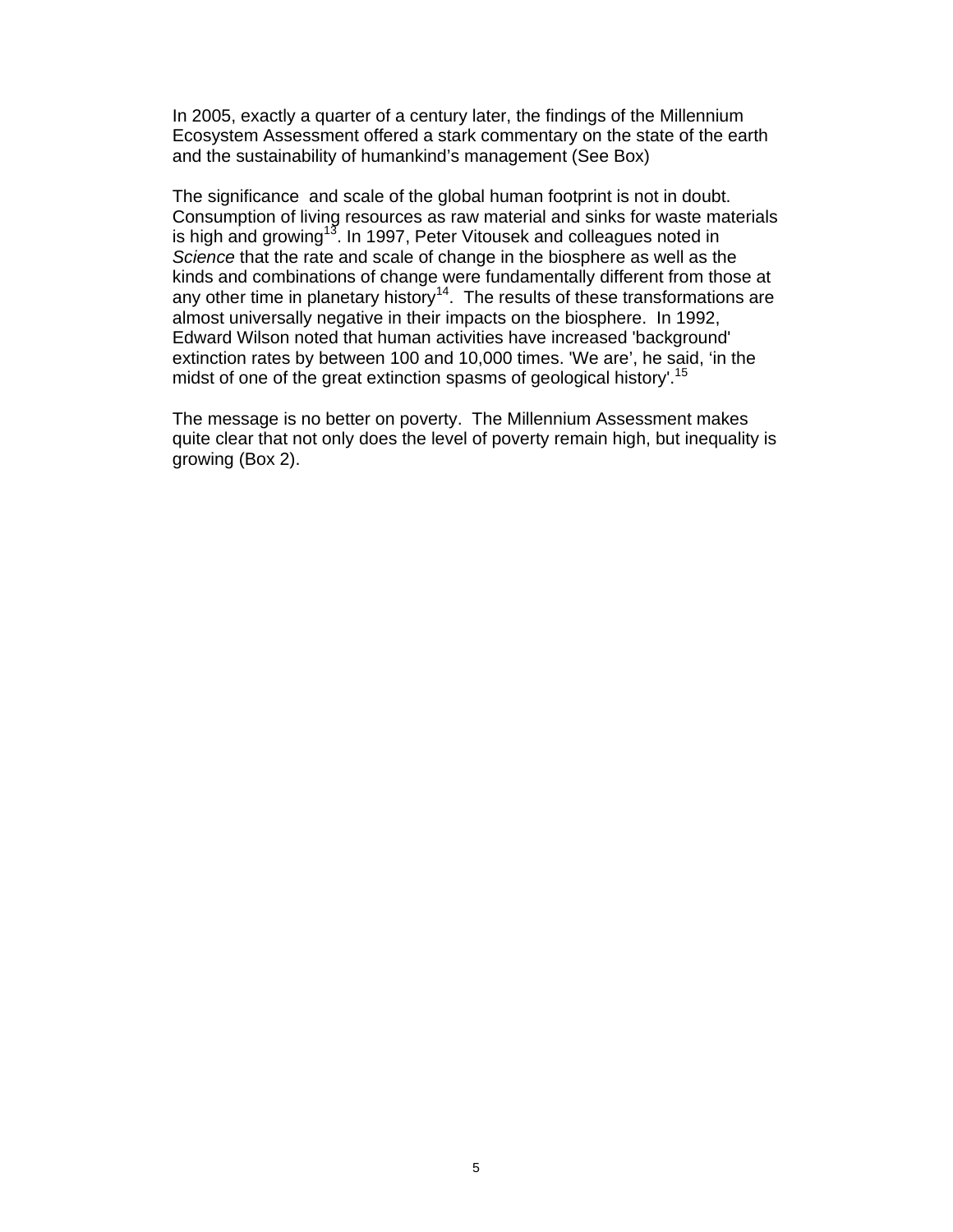In 2005, exactly a quarter of a century later, the findings of the Millennium Ecosystem Assessment offered a stark commentary on the state of the earth and the sustainability of humankind's management (See Box)

The significance and scale of the global human footprint is not in doubt. Consumption of living resources as raw material and sinks for waste materials is high and growing[13]. In 1997, Peter Vitousek and colleagues noted in *Science* that the rate and scale of change in the biosphere as well as the kinds and combinations of change were fundamentally different from those at any other time in planetary history[14]. The results of these transformations are almost universally negative in their impacts on the biosphere. In 1992, Edward Wilson noted that human activities have increased 'background' extinction rates by between 100 and 10,000 times. 'We are', he said, 'in the midst of one of the great extinction spasms of geological history'.[15]

The message is no better on poverty. The Millennium Assessment makes quite clear that not only does the level of poverty remain high, but inequality is growing (Box 2).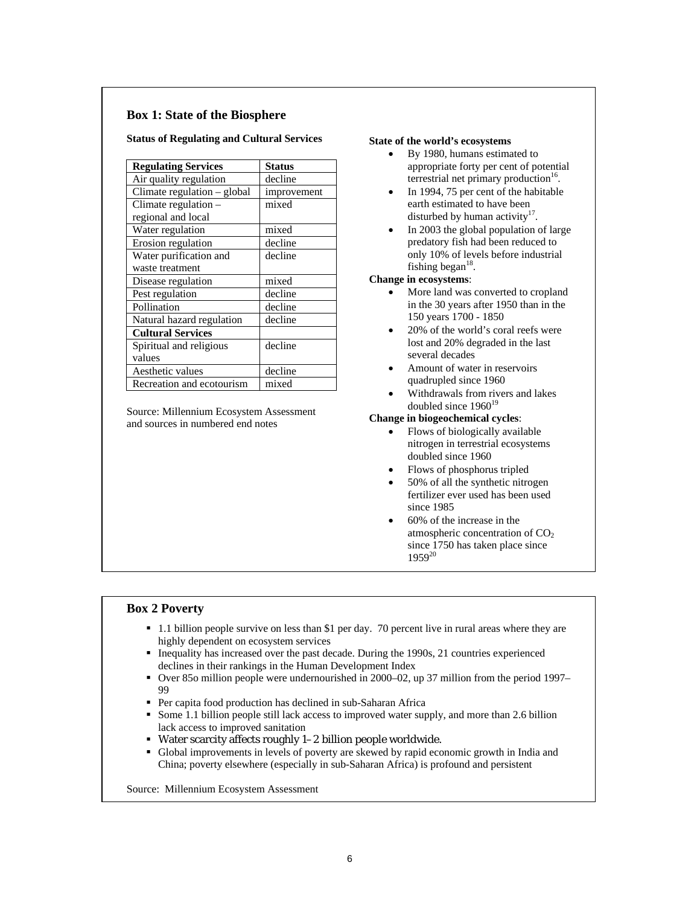## Box 1: State of the Biosphere

**Status of Regulating and Cultural Services**

| Regulating Services | Status |
|---|---|
| Air quality regulation | decline |
| Climate regulation – global | improvement |
| Climate regulation – regional and local | mixed |
| Water regulation | mixed |
| Erosion regulation | decline |
| Water purification and waste treatment | decline |
| Disease regulation | mixed |
| Pest regulation | decline |
| Pollination | decline |
| Natural hazard regulation | decline |
| **Cultural Services** | |
| Spiritual and religious values | decline |
| Aesthetic values | decline |
| Recreation and ecotourism | mixed |

Source: Millennium Ecosystem Assessment and sources in numbered end notes

**State of the world's ecosystems**

- By 1980, humans estimated to appropriate forty per cent of potential terrestrial net primary production[16].
- In 1994, 75 per cent of the habitable earth estimated to have been disturbed by human activity[17].
- In 2003 the global population of large predatory fish had been reduced to only 10% of levels before industrial fishing began[18].

**Change in ecosystems**:

- More land was converted to cropland in the 30 years after 1950 than in the 150 years 1700 - 1850
- 20% of the world's coral reefs were lost and 20% degraded in the last several decades
- Amount of water in reservoirs quadrupled since 1960
- Withdrawals from rivers and lakes doubled since 1960[19]

**Change in biogeochemical cycles**:

- Flows of biologically available nitrogen in terrestrial ecosystems doubled since 1960
- Flows of phosphorus tripled
- 50% of all the synthetic nitrogen fertilizer ever used has been used since 1985
- 60% of the increase in the atmospheric concentration of $CO_2$ since 1750 has taken place since 1959[20]

## Box 2 Poverty

- 1.1 billion people survive on less than $1 per day. 70 percent live in rural areas where they are highly dependent on ecosystem services
- Inequality has increased over the past decade. During the 1990s, 21 countries experienced declines in their rankings in the Human Development Index
- Over 85o million people were undernourished in 2000–02, up 37 million from the period 1997–99
- Per capita food production has declined in sub-Saharan Africa
- Some 1.1 billion people still lack access to improved water supply, and more than 2.6 billion lack access to improved sanitation
- Water scarcity affects roughly 1–2 billion people worldwide.
- Global improvements in levels of poverty are skewed by rapid economic growth in India and China; poverty elsewhere (especially in sub-Saharan Africa) is profound and persistent

Source: Millennium Ecosystem Assessment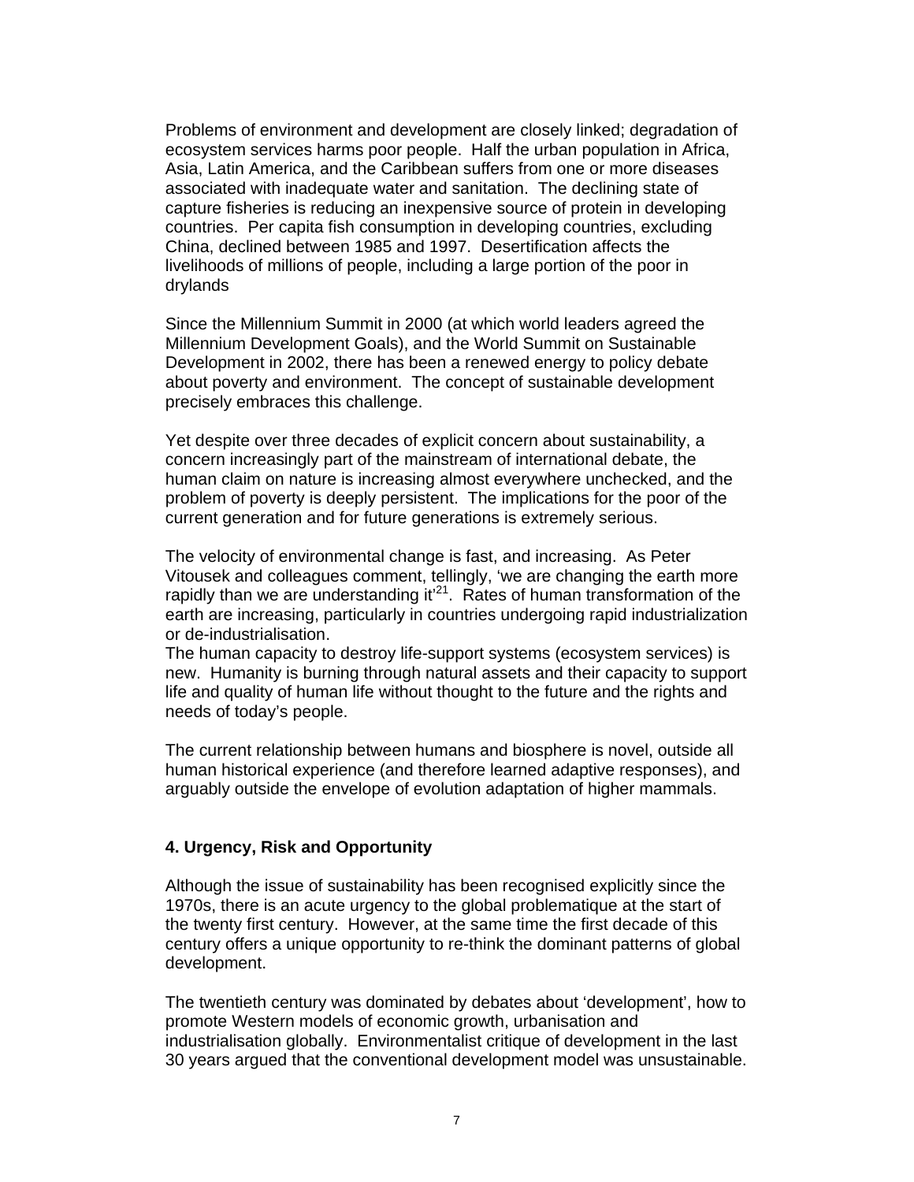Problems of environment and development are closely linked; degradation of ecosystem services harms poor people. Half the urban population in Africa, Asia, Latin America, and the Caribbean suffers from one or more diseases associated with inadequate water and sanitation. The declining state of capture fisheries is reducing an inexpensive source of protein in developing countries. Per capita fish consumption in developing countries, excluding China, declined between 1985 and 1997. Desertification affects the livelihoods of millions of people, including a large portion of the poor in drylands

Since the Millennium Summit in 2000 (at which world leaders agreed the Millennium Development Goals), and the World Summit on Sustainable Development in 2002, there has been a renewed energy to policy debate about poverty and environment. The concept of sustainable development precisely embraces this challenge.

Yet despite over three decades of explicit concern about sustainability, a concern increasingly part of the mainstream of international debate, the human claim on nature is increasing almost everywhere unchecked, and the problem of poverty is deeply persistent. The implications for the poor of the current generation and for future generations is extremely serious.

The velocity of environmental change is fast, and increasing. As Peter Vitousek and colleagues comment, tellingly, 'we are changing the earth more rapidly than we are understanding it'[21]. Rates of human transformation of the earth are increasing, particularly in countries undergoing rapid industrialization or de-industrialisation.

The human capacity to destroy life-support systems (ecosystem services) is new. Humanity is burning through natural assets and their capacity to support life and quality of human life without thought to the future and the rights and needs of today's people.

The current relationship between humans and biosphere is novel, outside all human historical experience (and therefore learned adaptive responses), and arguably outside the envelope of evolution adaptation of higher mammals.

## 4. Urgency, Risk and Opportunity

Although the issue of sustainability has been recognised explicitly since the 1970s, there is an acute urgency to the global problematique at the start of the twenty first century. However, at the same time the first decade of this century offers a unique opportunity to re-think the dominant patterns of global development.

The twentieth century was dominated by debates about 'development', how to promote Western models of economic growth, urbanisation and industrialisation globally. Environmentalist critique of development in the last 30 years argued that the conventional development model was unsustainable.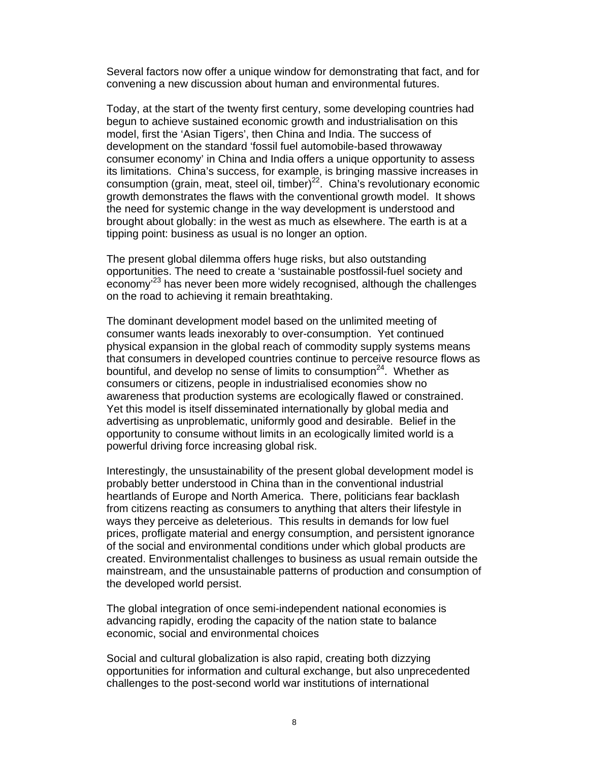Several factors now offer a unique window for demonstrating that fact, and for convening a new discussion about human and environmental futures.

Today, at the start of the twenty first century, some developing countries had begun to achieve sustained economic growth and industrialisation on this model, first the 'Asian Tigers', then China and India. The success of development on the standard 'fossil fuel automobile-based throwaway consumer economy' in China and India offers a unique opportunity to assess its limitations. China's success, for example, is bringing massive increases in consumption (grain, meat, steel oil, timber)[22]. China's revolutionary economic growth demonstrates the flaws with the conventional growth model. It shows the need for systemic change in the way development is understood and brought about globally: in the west as much as elsewhere. The earth is at a tipping point: business as usual is no longer an option.

The present global dilemma offers huge risks, but also outstanding opportunities. The need to create a 'sustainable postfossil-fuel society and economy'[23] has never been more widely recognised, although the challenges on the road to achieving it remain breathtaking.

The dominant development model based on the unlimited meeting of consumer wants leads inexorably to over-consumption. Yet continued physical expansion in the global reach of commodity supply systems means that consumers in developed countries continue to perceive resource flows as bountiful, and develop no sense of limits to consumption[24]. Whether as consumers or citizens, people in industrialised economies show no awareness that production systems are ecologically flawed or constrained. Yet this model is itself disseminated internationally by global media and advertising as unproblematic, uniformly good and desirable. Belief in the opportunity to consume without limits in an ecologically limited world is a powerful driving force increasing global risk.

Interestingly, the unsustainability of the present global development model is probably better understood in China than in the conventional industrial heartlands of Europe and North America. There, politicians fear backlash from citizens reacting as consumers to anything that alters their lifestyle in ways they perceive as deleterious. This results in demands for low fuel prices, profligate material and energy consumption, and persistent ignorance of the social and environmental conditions under which global products are created. Environmentalist challenges to business as usual remain outside the mainstream, and the unsustainable patterns of production and consumption of the developed world persist.

The global integration of once semi-independent national economies is advancing rapidly, eroding the capacity of the nation state to balance economic, social and environmental choices

Social and cultural globalization is also rapid, creating both dizzying opportunities for information and cultural exchange, but also unprecedented challenges to the post-second world war institutions of international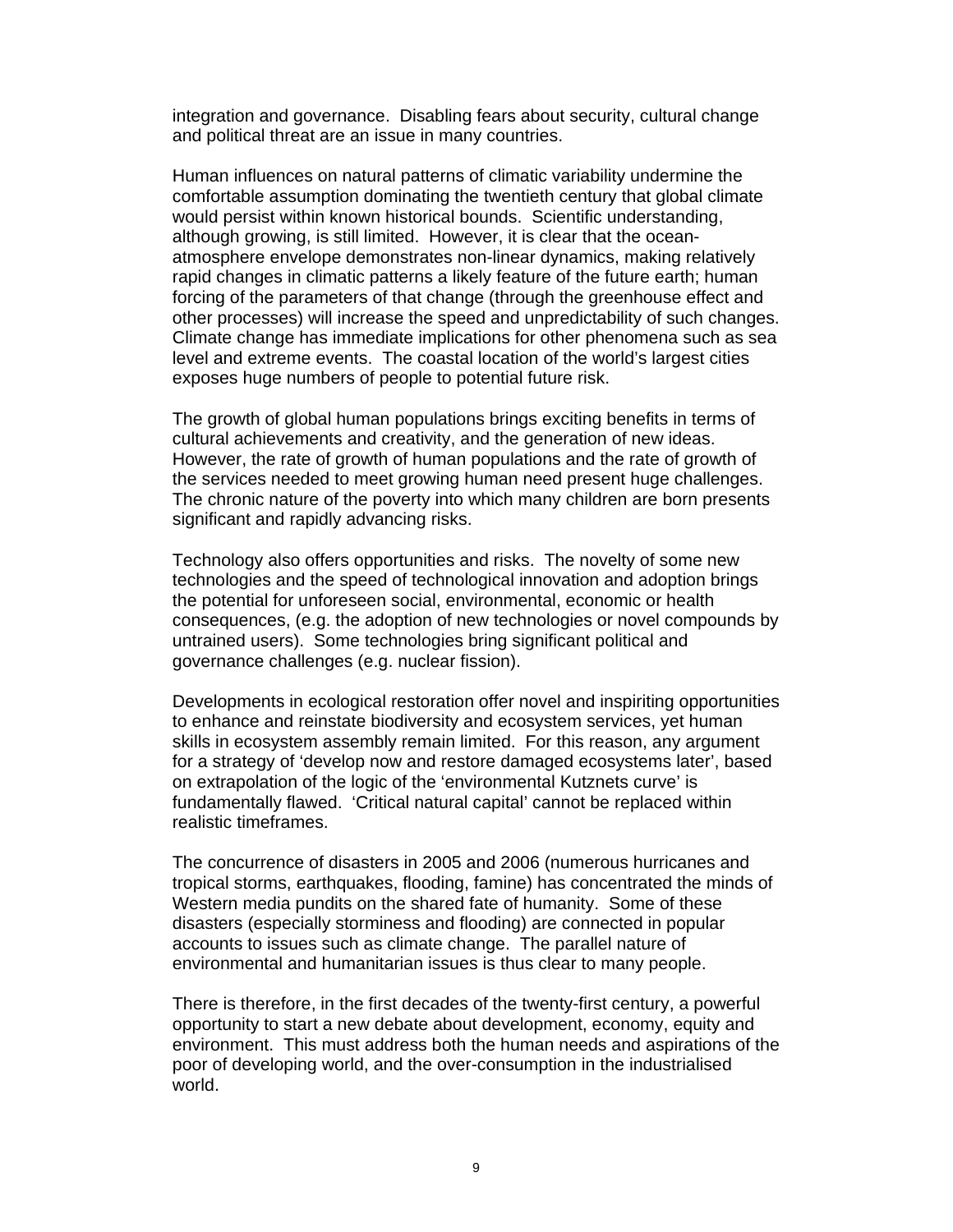integration and governance. Disabling fears about security, cultural change and political threat are an issue in many countries.

Human influences on natural patterns of climatic variability undermine the comfortable assumption dominating the twentieth century that global climate would persist within known historical bounds. Scientific understanding, although growing, is still limited. However, it is clear that the ocean-atmosphere envelope demonstrates non-linear dynamics, making relatively rapid changes in climatic patterns a likely feature of the future earth; human forcing of the parameters of that change (through the greenhouse effect and other processes) will increase the speed and unpredictability of such changes. Climate change has immediate implications for other phenomena such as sea level and extreme events. The coastal location of the world's largest cities exposes huge numbers of people to potential future risk.

The growth of global human populations brings exciting benefits in terms of cultural achievements and creativity, and the generation of new ideas. However, the rate of growth of human populations and the rate of growth of the services needed to meet growing human need present huge challenges. The chronic nature of the poverty into which many children are born presents significant and rapidly advancing risks.

Technology also offers opportunities and risks. The novelty of some new technologies and the speed of technological innovation and adoption brings the potential for unforeseen social, environmental, economic or health consequences, (e.g. the adoption of new technologies or novel compounds by untrained users). Some technologies bring significant political and governance challenges (e.g. nuclear fission).

Developments in ecological restoration offer novel and inspiriting opportunities to enhance and reinstate biodiversity and ecosystem services, yet human skills in ecosystem assembly remain limited. For this reason, any argument for a strategy of 'develop now and restore damaged ecosystems later', based on extrapolation of the logic of the 'environmental Kutznets curve' is fundamentally flawed. 'Critical natural capital' cannot be replaced within realistic timeframes.

The concurrence of disasters in 2005 and 2006 (numerous hurricanes and tropical storms, earthquakes, flooding, famine) has concentrated the minds of Western media pundits on the shared fate of humanity. Some of these disasters (especially storminess and flooding) are connected in popular accounts to issues such as climate change. The parallel nature of environmental and humanitarian issues is thus clear to many people.

There is therefore, in the first decades of the twenty-first century, a powerful opportunity to start a new debate about development, economy, equity and environment. This must address both the human needs and aspirations of the poor of developing world, and the over-consumption in the industrialised world.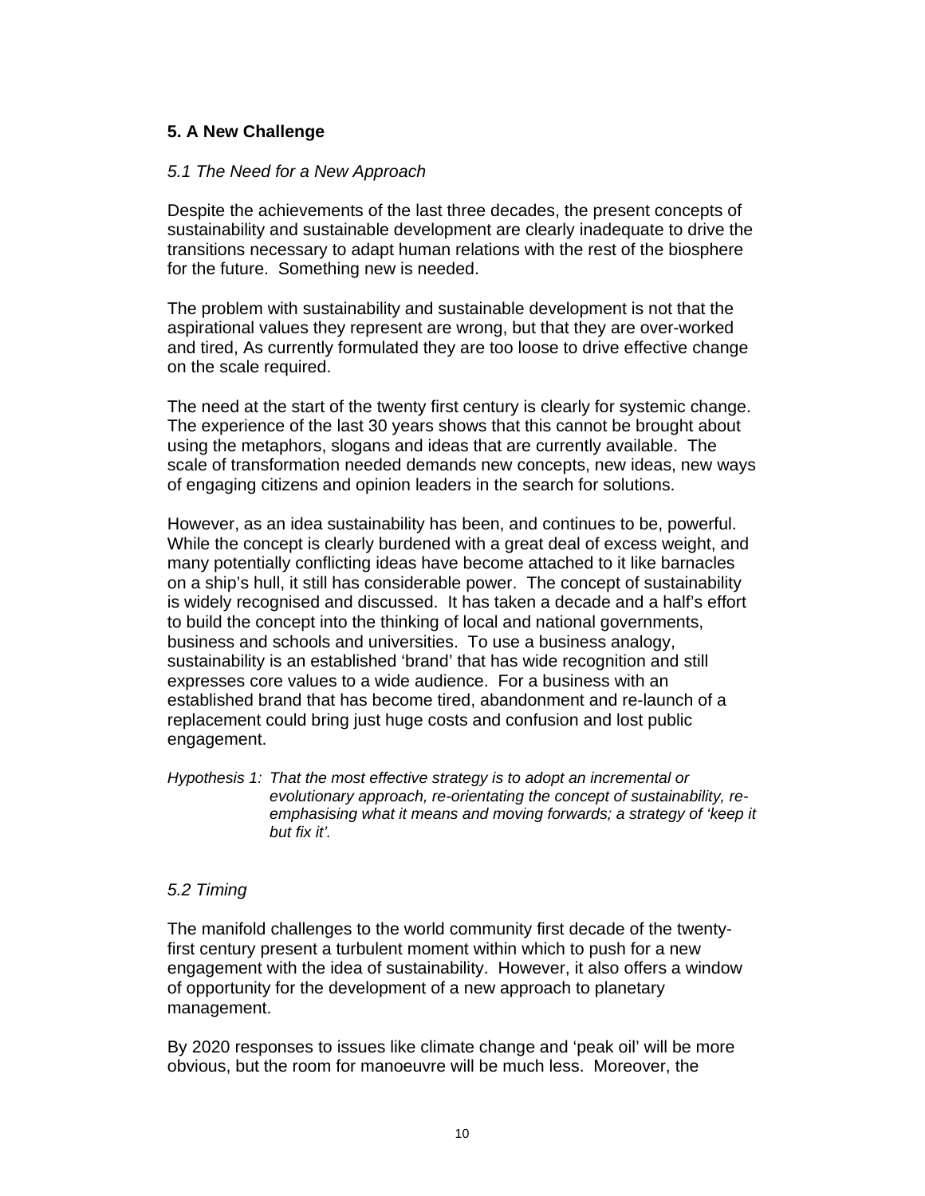## 5. A New Challenge

### *5.1 The Need for a New Approach*

Despite the achievements of the last three decades, the present concepts of sustainability and sustainable development are clearly inadequate to drive the transitions necessary to adapt human relations with the rest of the biosphere for the future. Something new is needed.

The problem with sustainability and sustainable development is not that the aspirational values they represent are wrong, but that they are over-worked and tired, As currently formulated they are too loose to drive effective change on the scale required.

The need at the start of the twenty first century is clearly for systemic change. The experience of the last 30 years shows that this cannot be brought about using the metaphors, slogans and ideas that are currently available. The scale of transformation needed demands new concepts, new ideas, new ways of engaging citizens and opinion leaders in the search for solutions.

However, as an idea sustainability has been, and continues to be, powerful. While the concept is clearly burdened with a great deal of excess weight, and many potentially conflicting ideas have become attached to it like barnacles on a ship's hull, it still has considerable power. The concept of sustainability is widely recognised and discussed. It has taken a decade and a half's effort to build the concept into the thinking of local and national governments, business and schools and universities. To use a business analogy, sustainability is an established 'brand' that has wide recognition and still expresses core values to a wide audience. For a business with an established brand that has become tired, abandonment and re-launch of a replacement could bring just huge costs and confusion and lost public engagement.

*Hypothesis 1: That the most effective strategy is to adopt an incremental or evolutionary approach, re-orientating the concept of sustainability, re-emphasising what it means and moving forwards; a strategy of 'keep it but fix it'.*

### *5.2 Timing*

The manifold challenges to the world community first decade of the twenty-first century present a turbulent moment within which to push for a new engagement with the idea of sustainability. However, it also offers a window of opportunity for the development of a new approach to planetary management.

By 2020 responses to issues like climate change and 'peak oil' will be more obvious, but the room for manoeuvre will be much less. Moreover, the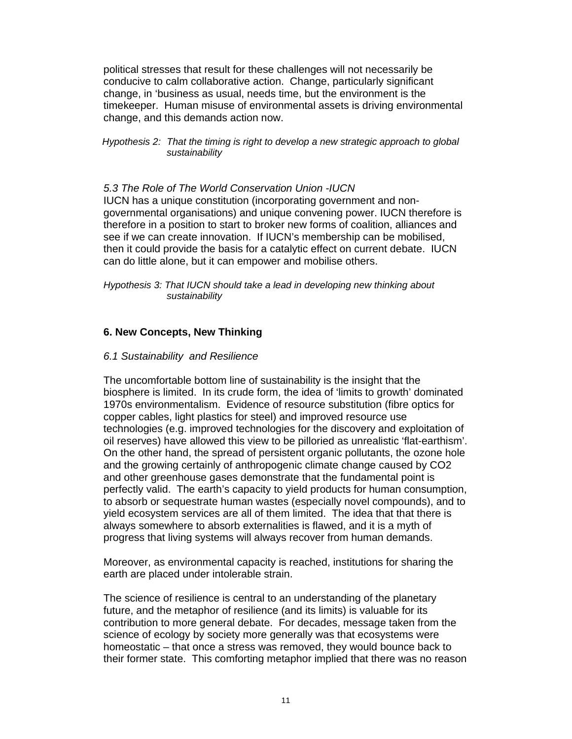political stresses that result for these challenges will not necessarily be conducive to calm collaborative action. Change, particularly significant change, in 'business as usual, needs time, but the environment is the timekeeper. Human misuse of environmental assets is driving environmental change, and this demands action now.

*Hypothesis 2: That the timing is right to develop a new strategic approach to global sustainability*

*5.3 The Role of The World Conservation Union -IUCN*

IUCN has a unique constitution (incorporating government and non-governmental organisations) and unique convening power. IUCN therefore is therefore in a position to start to broker new forms of coalition, alliances and see if we can create innovation. If IUCN's membership can be mobilised, then it could provide the basis for a catalytic effect on current debate. IUCN can do little alone, but it can empower and mobilise others.

*Hypothesis 3: That IUCN should take a lead in developing new thinking about sustainability*

## 6. New Concepts, New Thinking

*6.1 Sustainability and Resilience*

The uncomfortable bottom line of sustainability is the insight that the biosphere is limited. In its crude form, the idea of 'limits to growth' dominated 1970s environmentalism. Evidence of resource substitution (fibre optics for copper cables, light plastics for steel) and improved resource use technologies (e.g. improved technologies for the discovery and exploitation of oil reserves) have allowed this view to be pilloried as unrealistic 'flat-earthism'. On the other hand, the spread of persistent organic pollutants, the ozone hole and the growing certainly of anthropogenic climate change caused by $CO_2$ and other greenhouse gases demonstrate that the fundamental point is perfectly valid. The earth's capacity to yield products for human consumption, to absorb or sequestrate human wastes (especially novel compounds), and to yield ecosystem services are all of them limited. The idea that that there is always somewhere to absorb externalities is flawed, and it is a myth of progress that living systems will always recover from human demands.

Moreover, as environmental capacity is reached, institutions for sharing the earth are placed under intolerable strain.

The science of resilience is central to an understanding of the planetary future, and the metaphor of resilience (and its limits) is valuable for its contribution to more general debate. For decades, message taken from the science of ecology by society more generally was that ecosystems were homeostatic – that once a stress was removed, they would bounce back to their former state. This comforting metaphor implied that there was no reason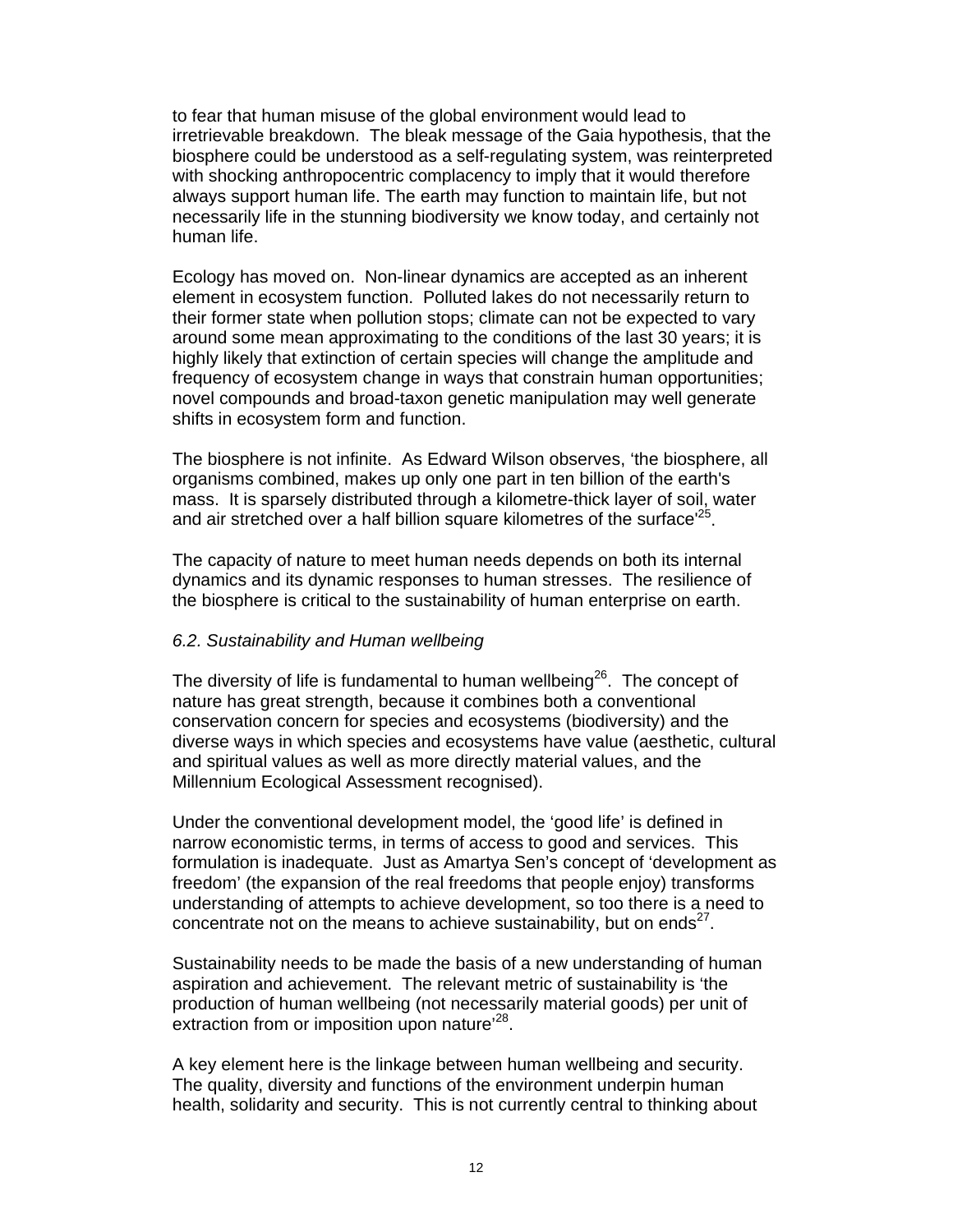to fear that human misuse of the global environment would lead to irretrievable breakdown. The bleak message of the Gaia hypothesis, that the biosphere could be understood as a self-regulating system, was reinterpreted with shocking anthropocentric complacency to imply that it would therefore always support human life. The earth may function to maintain life, but not necessarily life in the stunning biodiversity we know today, and certainly not human life.

Ecology has moved on. Non-linear dynamics are accepted as an inherent element in ecosystem function. Polluted lakes do not necessarily return to their former state when pollution stops; climate can not be expected to vary around some mean approximating to the conditions of the last 30 years; it is highly likely that extinction of certain species will change the amplitude and frequency of ecosystem change in ways that constrain human opportunities; novel compounds and broad-taxon genetic manipulation may well generate shifts in ecosystem form and function.

The biosphere is not infinite. As Edward Wilson observes, 'the biosphere, all organisms combined, makes up only one part in ten billion of the earth's mass. It is sparsely distributed through a kilometre-thick layer of soil, water and air stretched over a half billion square kilometres of the surface'[25].

The capacity of nature to meet human needs depends on both its internal dynamics and its dynamic responses to human stresses. The resilience of the biosphere is critical to the sustainability of human enterprise on earth.

### *6.2. Sustainability and Human wellbeing*

The diversity of life is fundamental to human wellbeing[26]. The concept of nature has great strength, because it combines both a conventional conservation concern for species and ecosystems (biodiversity) and the diverse ways in which species and ecosystems have value (aesthetic, cultural and spiritual values as well as more directly material values, and the Millennium Ecological Assessment recognised).

Under the conventional development model, the 'good life' is defined in narrow economistic terms, in terms of access to good and services. This formulation is inadequate. Just as Amartya Sen's concept of 'development as freedom' (the expansion of the real freedoms that people enjoy) transforms understanding of attempts to achieve development, so too there is a need to concentrate not on the means to achieve sustainability, but on ends[27].

Sustainability needs to be made the basis of a new understanding of human aspiration and achievement. The relevant metric of sustainability is 'the production of human wellbeing (not necessarily material goods) per unit of extraction from or imposition upon nature'[28].

A key element here is the linkage between human wellbeing and security. The quality, diversity and functions of the environment underpin human health, solidarity and security. This is not currently central to thinking about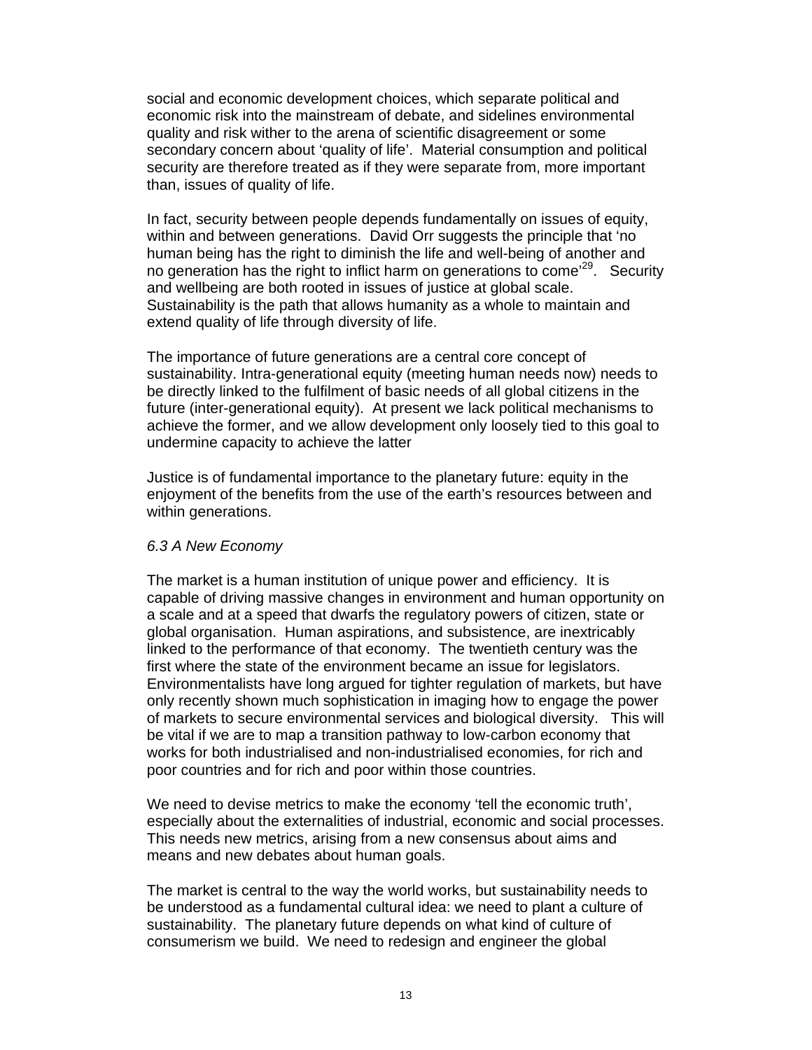social and economic development choices, which separate political and economic risk into the mainstream of debate, and sidelines environmental quality and risk wither to the arena of scientific disagreement or some secondary concern about 'quality of life'. Material consumption and political security are therefore treated as if they were separate from, more important than, issues of quality of life.

In fact, security between people depends fundamentally on issues of equity, within and between generations. David Orr suggests the principle that 'no human being has the right to diminish the life and well-being of another and no generation has the right to inflict harm on generations to come'[29]. Security and wellbeing are both rooted in issues of justice at global scale. Sustainability is the path that allows humanity as a whole to maintain and extend quality of life through diversity of life.

The importance of future generations are a central core concept of sustainability. Intra-generational equity (meeting human needs now) needs to be directly linked to the fulfilment of basic needs of all global citizens in the future (inter-generational equity). At present we lack political mechanisms to achieve the former, and we allow development only loosely tied to this goal to undermine capacity to achieve the latter

Justice is of fundamental importance to the planetary future: equity in the enjoyment of the benefits from the use of the earth's resources between and within generations.

### *6.3 A New Economy*

The market is a human institution of unique power and efficiency. It is capable of driving massive changes in environment and human opportunity on a scale and at a speed that dwarfs the regulatory powers of citizen, state or global organisation. Human aspirations, and subsistence, are inextricably linked to the performance of that economy. The twentieth century was the first where the state of the environment became an issue for legislators. Environmentalists have long argued for tighter regulation of markets, but have only recently shown much sophistication in imaging how to engage the power of markets to secure environmental services and biological diversity. This will be vital if we are to map a transition pathway to low-carbon economy that works for both industrialised and non-industrialised economies, for rich and poor countries and for rich and poor within those countries.

We need to devise metrics to make the economy 'tell the economic truth', especially about the externalities of industrial, economic and social processes. This needs new metrics, arising from a new consensus about aims and means and new debates about human goals.

The market is central to the way the world works, but sustainability needs to be understood as a fundamental cultural idea: we need to plant a culture of sustainability. The planetary future depends on what kind of culture of consumerism we build. We need to redesign and engineer the global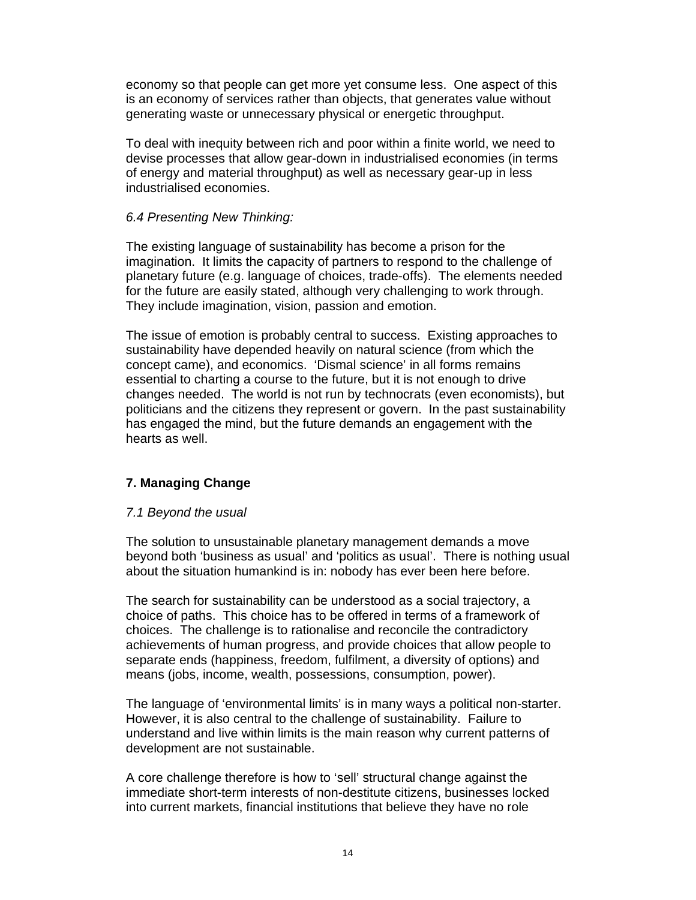economy so that people can get more yet consume less. One aspect of this is an economy of services rather than objects, that generates value without generating waste or unnecessary physical or energetic throughput.

To deal with inequity between rich and poor within a finite world, we need to devise processes that allow gear-down in industrialised economies (in terms of energy and material throughput) as well as necessary gear-up in less industrialised economies.

*6.4 Presenting New Thinking:*

The existing language of sustainability has become a prison for the imagination. It limits the capacity of partners to respond to the challenge of planetary future (e.g. language of choices, trade-offs). The elements needed for the future are easily stated, although very challenging to work through. They include imagination, vision, passion and emotion.

The issue of emotion is probably central to success. Existing approaches to sustainability have depended heavily on natural science (from which the concept came), and economics. 'Dismal science' in all forms remains essential to charting a course to the future, but it is not enough to drive changes needed. The world is not run by technocrats (even economists), but politicians and the citizens they represent or govern. In the past sustainability has engaged the mind, but the future demands an engagement with the hearts as well.

## 7. Managing Change

*7.1 Beyond the usual*

The solution to unsustainable planetary management demands a move beyond both 'business as usual' and 'politics as usual'. There is nothing usual about the situation humankind is in: nobody has ever been here before.

The search for sustainability can be understood as a social trajectory, a choice of paths. This choice has to be offered in terms of a framework of choices. The challenge is to rationalise and reconcile the contradictory achievements of human progress, and provide choices that allow people to separate ends (happiness, freedom, fulfilment, a diversity of options) and means (jobs, income, wealth, possessions, consumption, power).

The language of 'environmental limits' is in many ways a political non-starter. However, it is also central to the challenge of sustainability. Failure to understand and live within limits is the main reason why current patterns of development are not sustainable.

A core challenge therefore is how to 'sell' structural change against the immediate short-term interests of non-destitute citizens, businesses locked into current markets, financial institutions that believe they have no role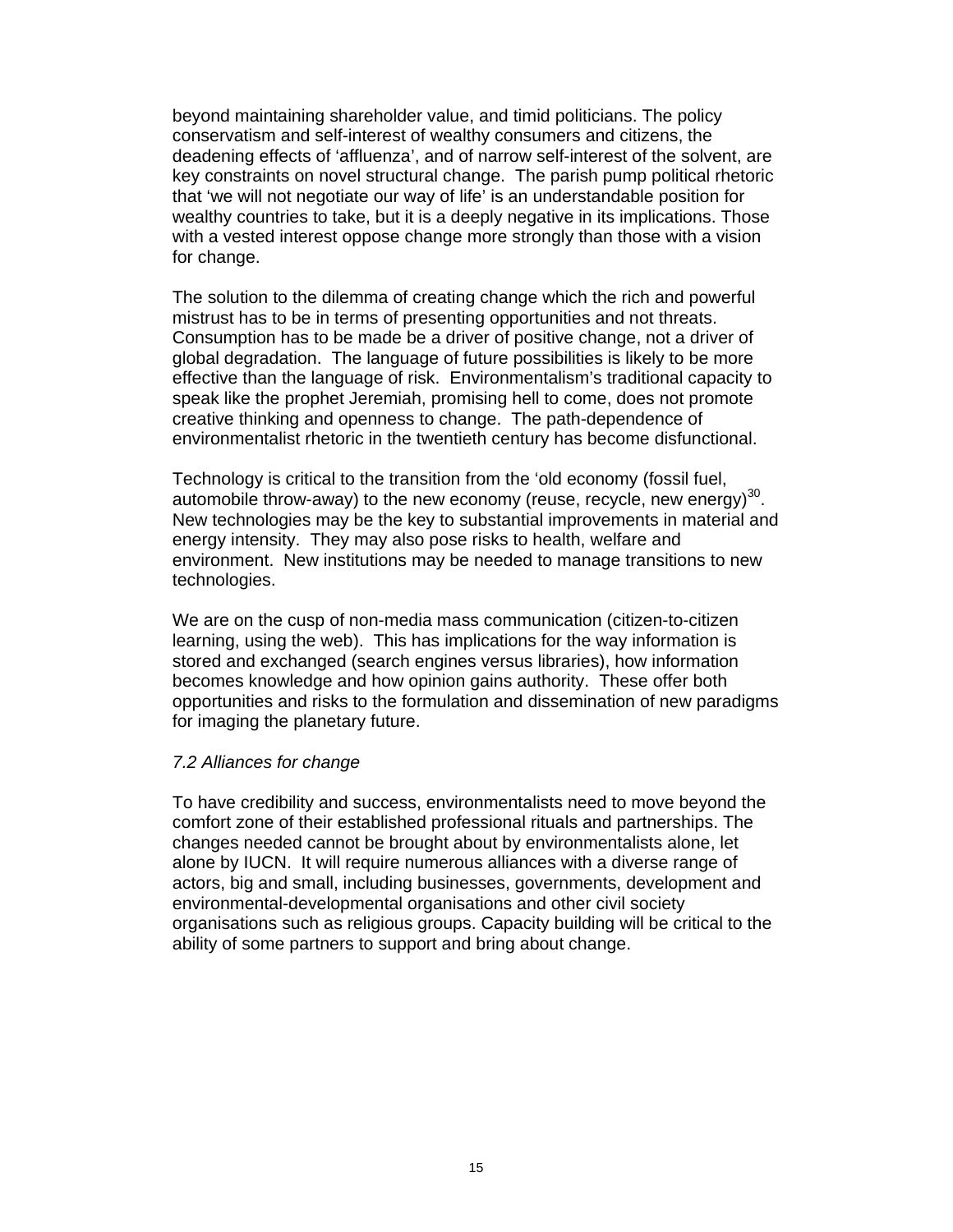beyond maintaining shareholder value, and timid politicians. The policy conservatism and self-interest of wealthy consumers and citizens, the deadening effects of 'affluenza', and of narrow self-interest of the solvent, are key constraints on novel structural change. The parish pump political rhetoric that 'we will not negotiate our way of life' is an understandable position for wealthy countries to take, but it is a deeply negative in its implications. Those with a vested interest oppose change more strongly than those with a vision for change.

The solution to the dilemma of creating change which the rich and powerful mistrust has to be in terms of presenting opportunities and not threats. Consumption has to be made be a driver of positive change, not a driver of global degradation. The language of future possibilities is likely to be more effective than the language of risk. Environmentalism's traditional capacity to speak like the prophet Jeremiah, promising hell to come, does not promote creative thinking and openness to change. The path-dependence of environmentalist rhetoric in the twentieth century has become disfunctional.

Technology is critical to the transition from the 'old economy (fossil fuel, automobile throw-away) to the new economy (reuse, recycle, new energy)[30]. New technologies may be the key to substantial improvements in material and energy intensity. They may also pose risks to health, welfare and environment. New institutions may be needed to manage transitions to new technologies.

We are on the cusp of non-media mass communication (citizen-to-citizen learning, using the web). This has implications for the way information is stored and exchanged (search engines versus libraries), how information becomes knowledge and how opinion gains authority. These offer both opportunities and risks to the formulation and dissemination of new paradigms for imaging the planetary future.

*7.2 Alliances for change*

To have credibility and success, environmentalists need to move beyond the comfort zone of their established professional rituals and partnerships. The changes needed cannot be brought about by environmentalists alone, let alone by IUCN. It will require numerous alliances with a diverse range of actors, big and small, including businesses, governments, development and environmental-developmental organisations and other civil society organisations such as religious groups. Capacity building will be critical to the ability of some partners to support and bring about change.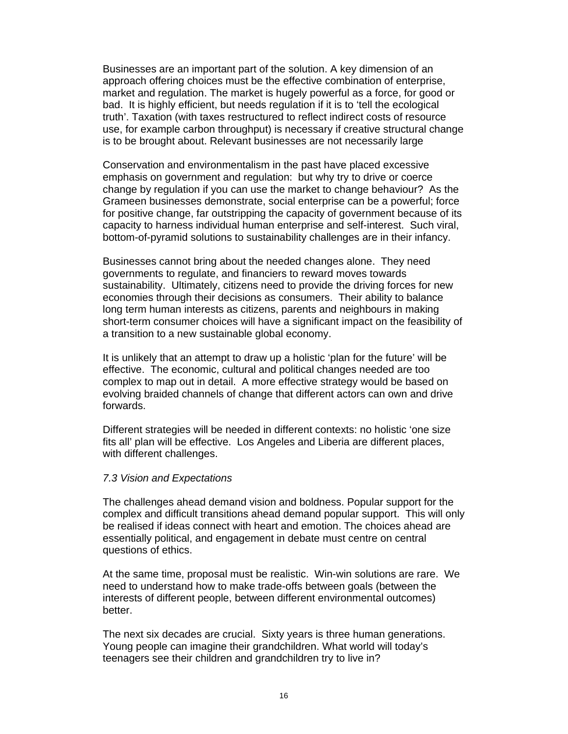Businesses are an important part of the solution. A key dimension of an approach offering choices must be the effective combination of enterprise, market and regulation. The market is hugely powerful as a force, for good or bad. It is highly efficient, but needs regulation if it is to 'tell the ecological truth'. Taxation (with taxes restructured to reflect indirect costs of resource use, for example carbon throughput) is necessary if creative structural change is to be brought about. Relevant businesses are not necessarily large

Conservation and environmentalism in the past have placed excessive emphasis on government and regulation: but why try to drive or coerce change by regulation if you can use the market to change behaviour? As the Grameen businesses demonstrate, social enterprise can be a powerful; force for positive change, far outstripping the capacity of government because of its capacity to harness individual human enterprise and self-interest. Such viral, bottom-of-pyramid solutions to sustainability challenges are in their infancy.

Businesses cannot bring about the needed changes alone. They need governments to regulate, and financiers to reward moves towards sustainability. Ultimately, citizens need to provide the driving forces for new economies through their decisions as consumers. Their ability to balance long term human interests as citizens, parents and neighbours in making short-term consumer choices will have a significant impact on the feasibility of a transition to a new sustainable global economy.

It is unlikely that an attempt to draw up a holistic 'plan for the future' will be effective. The economic, cultural and political changes needed are too complex to map out in detail. A more effective strategy would be based on evolving braided channels of change that different actors can own and drive forwards.

Different strategies will be needed in different contexts: no holistic 'one size fits all' plan will be effective. Los Angeles and Liberia are different places, with different challenges.

### *7.3 Vision and Expectations*

The challenges ahead demand vision and boldness. Popular support for the complex and difficult transitions ahead demand popular support. This will only be realised if ideas connect with heart and emotion. The choices ahead are essentially political, and engagement in debate must centre on central questions of ethics.

At the same time, proposal must be realistic. Win-win solutions are rare. We need to understand how to make trade-offs between goals (between the interests of different people, between different environmental outcomes) better.

The next six decades are crucial. Sixty years is three human generations. Young people can imagine their grandchildren. What world will today's teenagers see their children and grandchildren try to live in?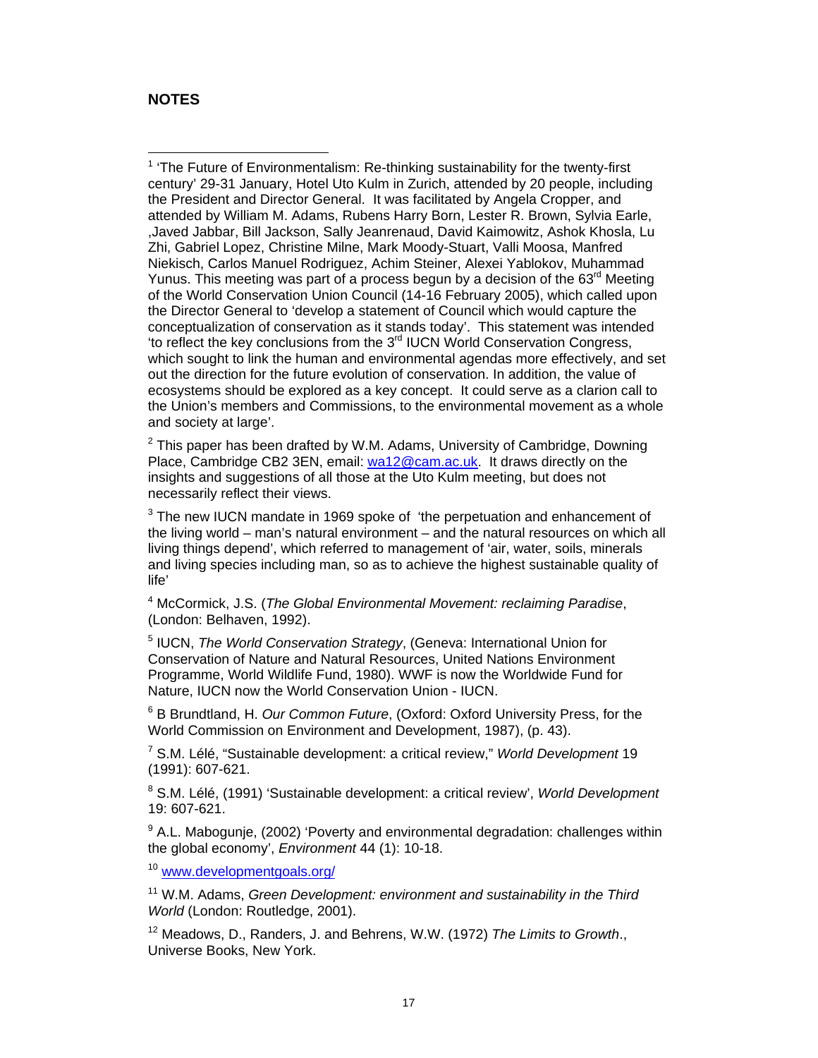## NOTES

[1] 'The Future of Environmentalism: Re-thinking sustainability for the twenty-first century' 29-31 January, Hotel Uto Kulm in Zurich, attended by 20 people, including the President and Director General. It was facilitated by Angela Cropper, and attended by William M. Adams, Rubens Harry Born, Lester R. Brown, Sylvia Earle, ,Javed Jabbar, Bill Jackson, Sally Jeanrenaud, David Kaimowitz, Ashok Khosla, Lu Zhi, Gabriel Lopez, Christine Milne, Mark Moody-Stuart, Valli Moosa, Manfred Niekisch, Carlos Manuel Rodriguez, Achim Steiner, Alexei Yablokov, Muhammad Yunus. This meeting was part of a process begun by a decision of the 63rd Meeting of the World Conservation Union Council (14-16 February 2005), which called upon the Director General to 'develop a statement of Council which would capture the conceptualization of conservation as it stands today'. This statement was intended 'to reflect the key conclusions from the 3rd IUCN World Conservation Congress, which sought to link the human and environmental agendas more effectively, and set out the direction for the future evolution of conservation. In addition, the value of ecosystems should be explored as a key concept. It could serve as a clarion call to the Union's members and Commissions, to the environmental movement as a whole and society at large'.

[2] This paper has been drafted by W.M. Adams, University of Cambridge, Downing Place, Cambridge CB2 3EN, email: wa12@cam.ac.uk. It draws directly on the insights and suggestions of all those at the Uto Kulm meeting, but does not necessarily reflect their views.

[3] The new IUCN mandate in 1969 spoke of 'the perpetuation and enhancement of the living world – man's natural environment – and the natural resources on which all living things depend', which referred to management of 'air, water, soils, minerals and living species including man, so as to achieve the highest sustainable quality of life'

[4] McCormick, J.S. (*The Global Environmental Movement: reclaiming Paradise*, (London: Belhaven, 1992).

[5] IUCN, *The World Conservation Strategy*, (Geneva: International Union for Conservation of Nature and Natural Resources, United Nations Environment Programme, World Wildlife Fund, 1980). WWF is now the Worldwide Fund for Nature, IUCN now the World Conservation Union - IUCN.

[6] B Brundtland, H. *Our Common Future*, (Oxford: Oxford University Press, for the World Commission on Environment and Development, 1987), (p. 43).

[7] S.M. Lélé, "Sustainable development: a critical review," *World Development* 19 (1991): 607-621.

[8] S.M. Lélé, (1991) 'Sustainable development: a critical review', *World Development* 19: 607-621.

[9] A.L. Mabogunje, (2002) 'Poverty and environmental degradation: challenges within the global economy', *Environment* 44 (1): 10-18.

[10] www.developmentgoals.org/

[11] W.M. Adams, *Green Development: environment and sustainability in the Third World* (London: Routledge, 2001).

[12] Meadows, D., Randers, J. and Behrens, W.W. (1972) *The Limits to Growth*., Universe Books, New York.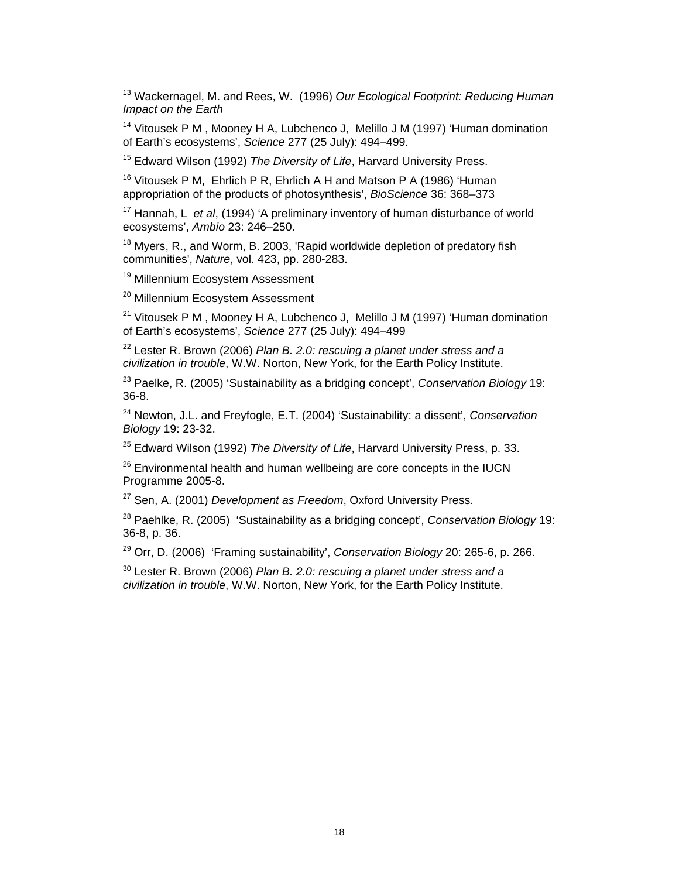[13] Wackernagel, M. and Rees, W. (1996) *Our Ecological Footprint: Reducing Human Impact on the Earth*

[14] Vitousek P M , Mooney H A, Lubchenco J, Melillo J M (1997) 'Human domination of Earth's ecosystems', *Science* 277 (25 July): 494–499.

[15] Edward Wilson (1992) *The Diversity of Life*, Harvard University Press.

[16] Vitousek P M, Ehrlich P R, Ehrlich A H and Matson P A (1986) 'Human appropriation of the products of photosynthesis', *BioScience* 36: 368–373

[17] Hannah, L *et al*, (1994) 'A preliminary inventory of human disturbance of world ecosystems', *Ambio* 23: 246–250.

[18] Myers, R., and Worm, B. 2003, 'Rapid worldwide depletion of predatory fish communities', *Nature*, vol. 423, pp. 280-283.

[19] Millennium Ecosystem Assessment

[20] Millennium Ecosystem Assessment

[21] Vitousek P M , Mooney H A, Lubchenco J, Melillo J M (1997) 'Human domination of Earth's ecosystems', *Science* 277 (25 July): 494–499

[22] Lester R. Brown (2006) *Plan B. 2.0: rescuing a planet under stress and a civilization in trouble*, W.W. Norton, New York, for the Earth Policy Institute.

[23] Paelke, R. (2005) 'Sustainability as a bridging concept', *Conservation Biology* 19: 36-8.

[24] Newton, J.L. and Freyfogle, E.T. (2004) 'Sustainability: a dissent', *Conservation Biology* 19: 23-32.

[25] Edward Wilson (1992) *The Diversity of Life*, Harvard University Press, p. 33.

[26] Environmental health and human wellbeing are core concepts in the IUCN Programme 2005-8.

[27] Sen, A. (2001) *Development as Freedom*, Oxford University Press.

[28] Paehlke, R. (2005) 'Sustainability as a bridging concept', *Conservation Biology* 19: 36-8, p. 36.

[29] Orr, D. (2006) 'Framing sustainability', *Conservation Biology* 20: 265-6, p. 266.

[30] Lester R. Brown (2006) *Plan B. 2.0: rescuing a planet under stress and a civilization in trouble*, W.W. Norton, New York, for the Earth Policy Institute.